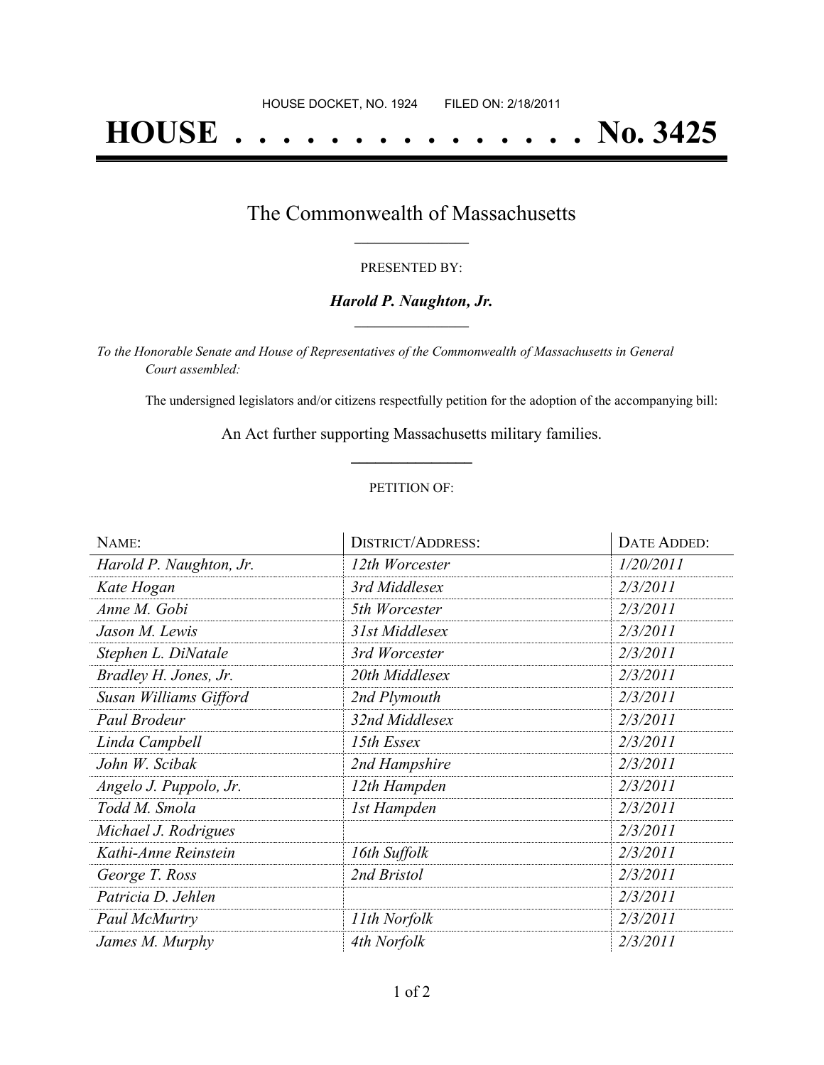HOUSE DOCKET, NO. 1924 FILED ON: 2/18/2011

# HOUSE . . . . . . . . . . . . . . . No. 3425

## The Commonwealth of Massachusetts

PRESENTED BY:

***Harold P. Naughton, Jr.***

*To the Honorable Senate and House of Representatives of the Commonwealth of Massachusetts in General Court assembled:*

The undersigned legislators and/or citizens respectfully petition for the adoption of the accompanying bill:

An Act further supporting Massachusetts military families.

PETITION OF:

| NAME: | DISTRICT/ADDRESS: | DATE ADDED: |
|---|---|---|
| *Harold P. Naughton, Jr.* | *12th Worcester* | *1/20/2011* |
| *Kate Hogan* | *3rd Middlesex* | *2/3/2011* |
| *Anne M. Gobi* | *5th Worcester* | *2/3/2011* |
| *Jason M. Lewis* | *31st Middlesex* | *2/3/2011* |
| *Stephen L. DiNatale* | *3rd Worcester* | *2/3/2011* |
| *Bradley H. Jones, Jr.* | *20th Middlesex* | *2/3/2011* |
| *Susan Williams Gifford* | *2nd Plymouth* | *2/3/2011* |
| *Paul Brodeur* | *32nd Middlesex* | *2/3/2011* |
| *Linda Campbell* | *15th Essex* | *2/3/2011* |
| *John W. Scibak* | *2nd Hampshire* | *2/3/2011* |
| *Angelo J. Puppolo, Jr.* | *12th Hampden* | *2/3/2011* |
| *Todd M. Smola* | *1st Hampden* | *2/3/2011* |
| *Michael J. Rodrigues* | | *2/3/2011* |
| *Kathi-Anne Reinstein* | *16th Suffolk* | *2/3/2011* |
| *George T. Ross* | *2nd Bristol* | *2/3/2011* |
| *Patricia D. Jehlen* | | *2/3/2011* |
| *Paul McMurtry* | *11th Norfolk* | *2/3/2011* |
| *James M. Murphy* | *4th Norfolk* | *2/3/2011* |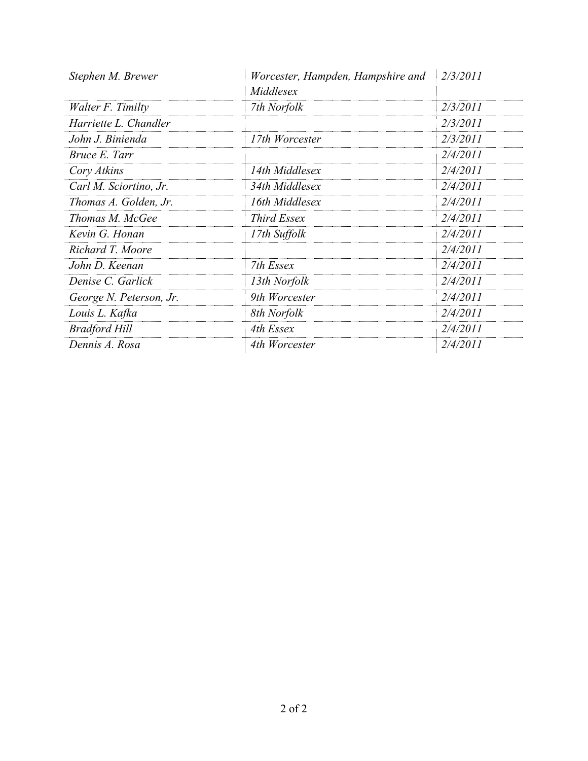| | | |
|---|---|---|
| *Stephen M. Brewer* | *Worcester, Hampden, Hampshire and Middlesex* | *2/3/2011* |
| *Walter F. Timilty* | *7th Norfolk* | *2/3/2011* |
| *Harriette L. Chandler* | | *2/3/2011* |
| *John J. Binienda* | *17th Worcester* | *2/3/2011* |
| *Bruce E. Tarr* | | *2/4/2011* |
| *Cory Atkins* | *14th Middlesex* | *2/4/2011* |
| *Carl M. Sciortino, Jr.* | *34th Middlesex* | *2/4/2011* |
| *Thomas A. Golden, Jr.* | *16th Middlesex* | *2/4/2011* |
| *Thomas M. McGee* | *Third Essex* | *2/4/2011* |
| *Kevin G. Honan* | *17th Suffolk* | *2/4/2011* |
| *Richard T. Moore* | | *2/4/2011* |
| *John D. Keenan* | *7th Essex* | *2/4/2011* |
| *Denise C. Garlick* | *13th Norfolk* | *2/4/2011* |
| *George N. Peterson, Jr.* | *9th Worcester* | *2/4/2011* |
| *Louis L. Kafka* | *8th Norfolk* | *2/4/2011* |
| *Bradford Hill* | *4th Essex* | *2/4/2011* |
| *Dennis A. Rosa* | *4th Worcester* | *2/4/2011* |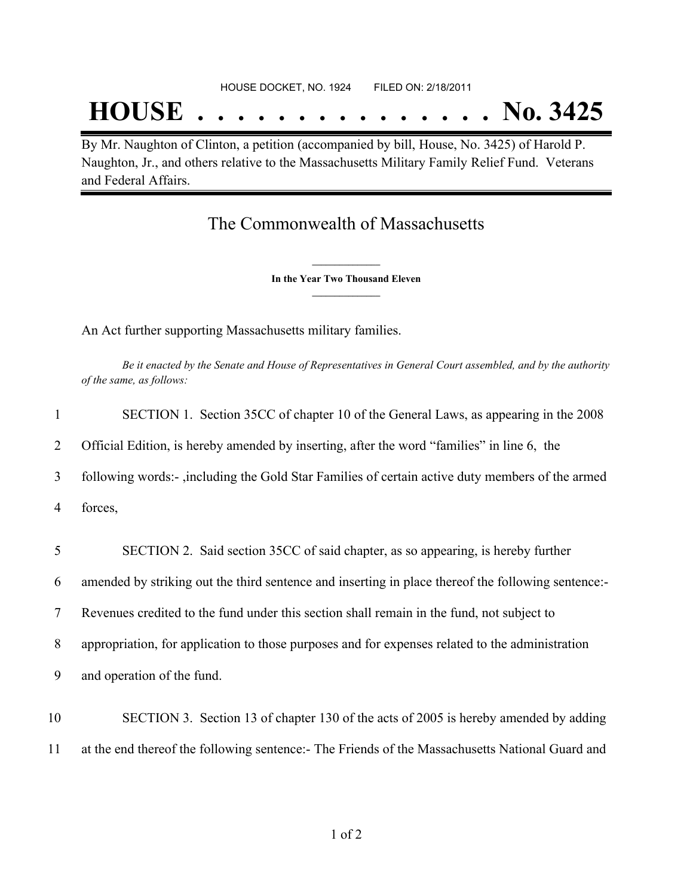HOUSE DOCKET, NO. 1924 FILED ON: 2/18/2011

# HOUSE . . . . . . . . . . . . . . . No. 3425

By Mr. Naughton of Clinton, a petition (accompanied by bill, House, No. 3425) of Harold P. Naughton, Jr., and others relative to the Massachusetts Military Family Relief Fund. Veterans and Federal Affairs.

## The Commonwealth of Massachusetts

**In the Year Two Thousand Eleven**

An Act further supporting Massachusetts military families.

*Be it enacted by the Senate and House of Representatives in General Court assembled, and by the authority of the same, as follows:*

1 SECTION 1. Section 35CC of chapter 10 of the General Laws, as appearing in the 2008
2 Official Edition, is hereby amended by inserting, after the word "families" in line 6, the
3 following words:- ,including the Gold Star Families of certain active duty members of the armed
4 forces,

5 SECTION 2. Said section 35CC of said chapter, as so appearing, is hereby further
6 amended by striking out the third sentence and inserting in place thereof the following sentence:-
7 Revenues credited to the fund under this section shall remain in the fund, not subject to
8 appropriation, for application to those purposes and for expenses related to the administration
9 and operation of the fund.

10 SECTION 3. Section 13 of chapter 130 of the acts of 2005 is hereby amended by adding
11 at the end thereof the following sentence:- The Friends of the Massachusetts National Guard and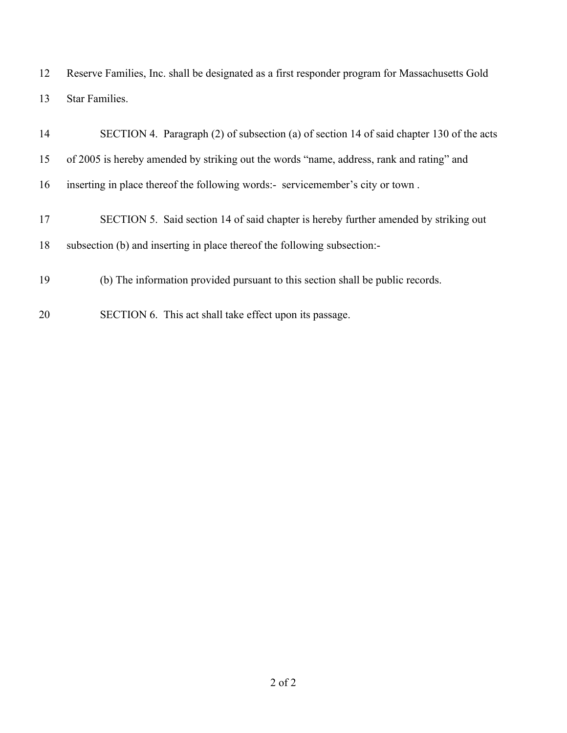Reserve Families, Inc. shall be designated as a first responder program for Massachusetts Gold Star Families.

SECTION 4. Paragraph (2) of subsection (a) of section 14 of said chapter 130 of the acts of 2005 is hereby amended by striking out the words "name, address, rank and rating" and inserting in place thereof the following words:- servicemember's city or town .

SECTION 5. Said section 14 of said chapter is hereby further amended by striking out subsection (b) and inserting in place thereof the following subsection:-

(b) The information provided pursuant to this section shall be public records.

SECTION 6. This act shall take effect upon its passage.